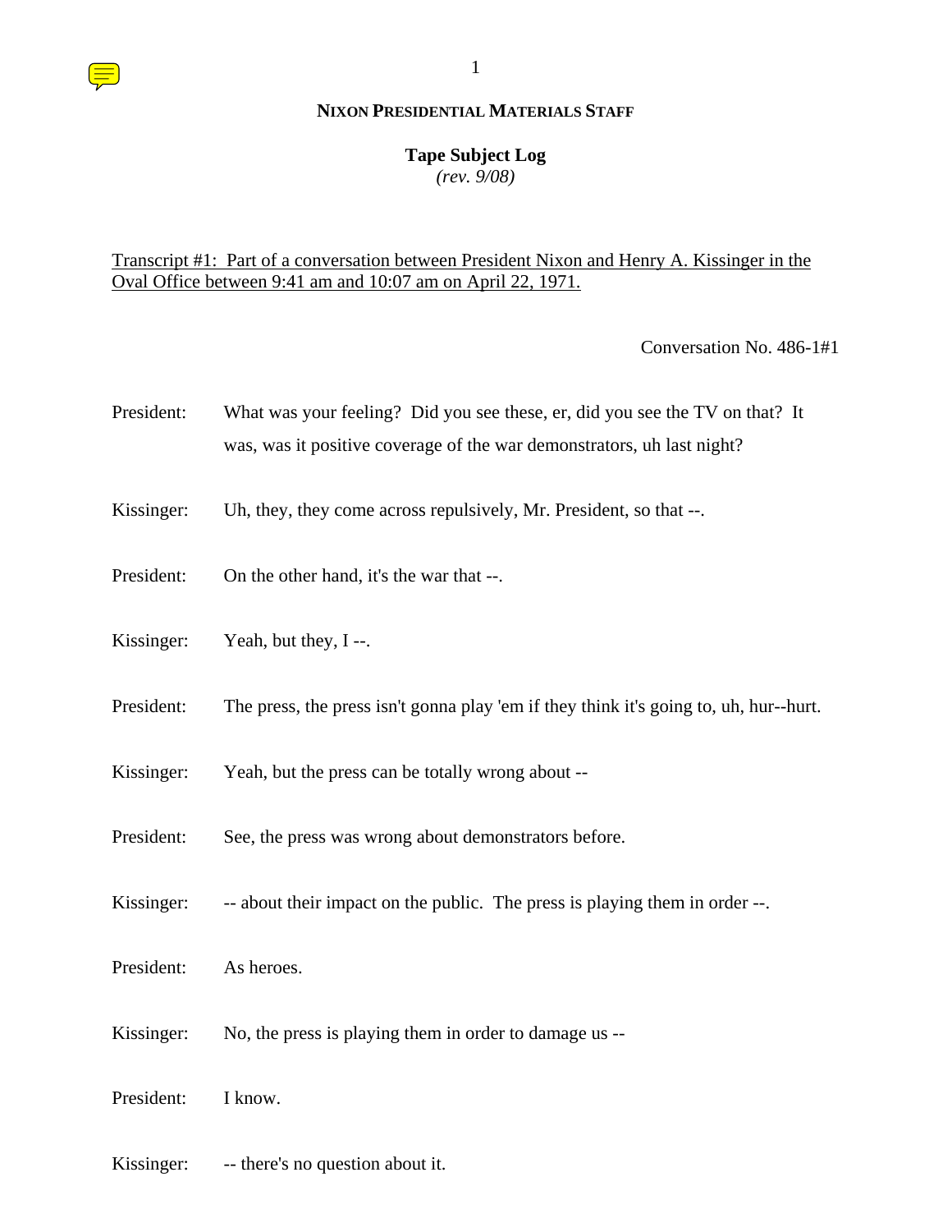**NIXON PRESIDENTIAL MATERIALS STAFF**

**Tape Subject Log**
*(rev. 9/08)*

Transcript #1: Part of a conversation between President Nixon and Henry A. Kissinger in the Oval Office between 9:41 am and 10:07 am on April 22, 1971.

Conversation No. 486-1#1

President: What was your feeling? Did you see these, er, did you see the TV on that? It was, was it positive coverage of the war demonstrators, uh last night?

Kissinger: Uh, they, they come across repulsively, Mr. President, so that --.

President: On the other hand, it's the war that --.

Kissinger: Yeah, but they, I --.

President: The press, the press isn't gonna play 'em if they think it's going to, uh, hur--hurt.

Kissinger: Yeah, but the press can be totally wrong about --

President: See, the press was wrong about demonstrators before.

Kissinger: -- about their impact on the public. The press is playing them in order --.

President: As heroes.

Kissinger: No, the press is playing them in order to damage us --

President: I know.

Kissinger: -- there's no question about it.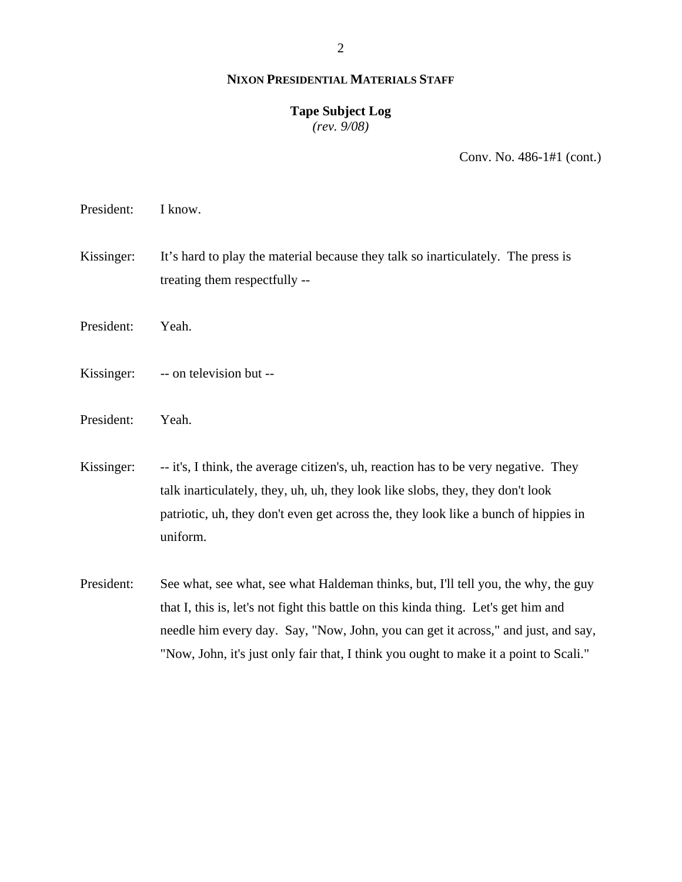**NIXON PRESIDENTIAL MATERIALS STAFF**

**Tape Subject Log**
*(rev. 9/08)*

Conv. No. 486-1#1 (cont.)

President: I know.

Kissinger: It's hard to play the material because they talk so inarticulately. The press is treating them respectfully --

President: Yeah.

Kissinger: -- on television but --

President: Yeah.

Kissinger: -- it's, I think, the average citizen's, uh, reaction has to be very negative. They talk inarticulately, they, uh, uh, they look like slobs, they, they don't look patriotic, uh, they don't even get across the, they look like a bunch of hippies in uniform.

President: See what, see what, see what Haldeman thinks, but, I'll tell you, the why, the guy that I, this is, let's not fight this battle on this kinda thing. Let's get him and needle him every day. Say, "Now, John, you can get it across," and just, and say, "Now, John, it's just only fair that, I think you ought to make it a point to Scali."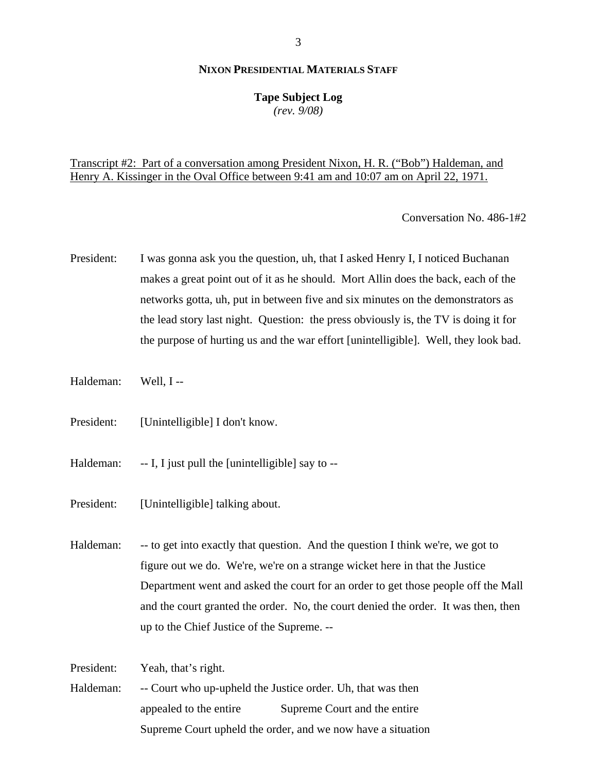**NIXON PRESIDENTIAL MATERIALS STAFF**

**Tape Subject Log**
*(rev. 9/08)*

Transcript #2: Part of a conversation among President Nixon, H. R. ("Bob") Haldeman, and Henry A. Kissinger in the Oval Office between 9:41 am and 10:07 am on April 22, 1971.

Conversation No. 486-1#2

President: I was gonna ask you the question, uh, that I asked Henry I, I noticed Buchanan makes a great point out of it as he should. Mort Allin does the back, each of the networks gotta, uh, put in between five and six minutes on the demonstrators as the lead story last night. Question: the press obviously is, the TV is doing it for the purpose of hurting us and the war effort [unintelligible]. Well, they look bad.

Haldeman: Well, I --

President: [Unintelligible] I don't know.

Haldeman: -- I, I just pull the [unintelligible] say to --

President: [Unintelligible] talking about.

Haldeman: -- to get into exactly that question. And the question I think we're, we got to figure out we do. We're, we're on a strange wicket here in that the Justice Department went and asked the court for an order to get those people off the Mall and the court granted the order. No, the court denied the order. It was then, then up to the Chief Justice of the Supreme. --

President: Yeah, that's right.

Haldeman: -- Court who up-upheld the Justice order. Uh, that was then appealed to the entire Supreme Court and the entire Supreme Court upheld the order, and we now have a situation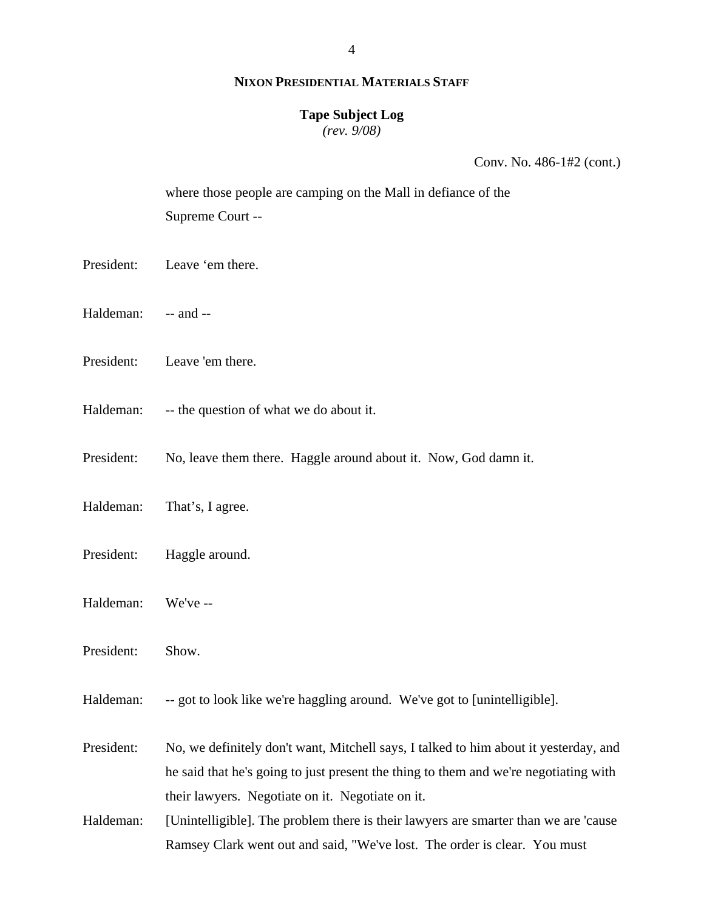**NIXON PRESIDENTIAL MATERIALS STAFF**

**Tape Subject Log**
*(rev. 9/08)*

Conv. No. 486-1#2 (cont.)

where those people are camping on the Mall in defiance of the Supreme Court --

President: Leave ‘em there.

Haldeman: -- and --

President: Leave 'em there.

Haldeman: -- the question of what we do about it.

President: No, leave them there. Haggle around about it. Now, God damn it.

Haldeman: That’s, I agree.

President: Haggle around.

Haldeman: We've --

President: Show.

Haldeman: -- got to look like we're haggling around. We've got to [unintelligible].

President: No, we definitely don't want, Mitchell says, I talked to him about it yesterday, and he said that he's going to just present the thing to them and we're negotiating with their lawyers. Negotiate on it. Negotiate on it.

Haldeman: [Unintelligible]. The problem there is their lawyers are smarter than we are 'cause Ramsey Clark went out and said, "We've lost. The order is clear. You must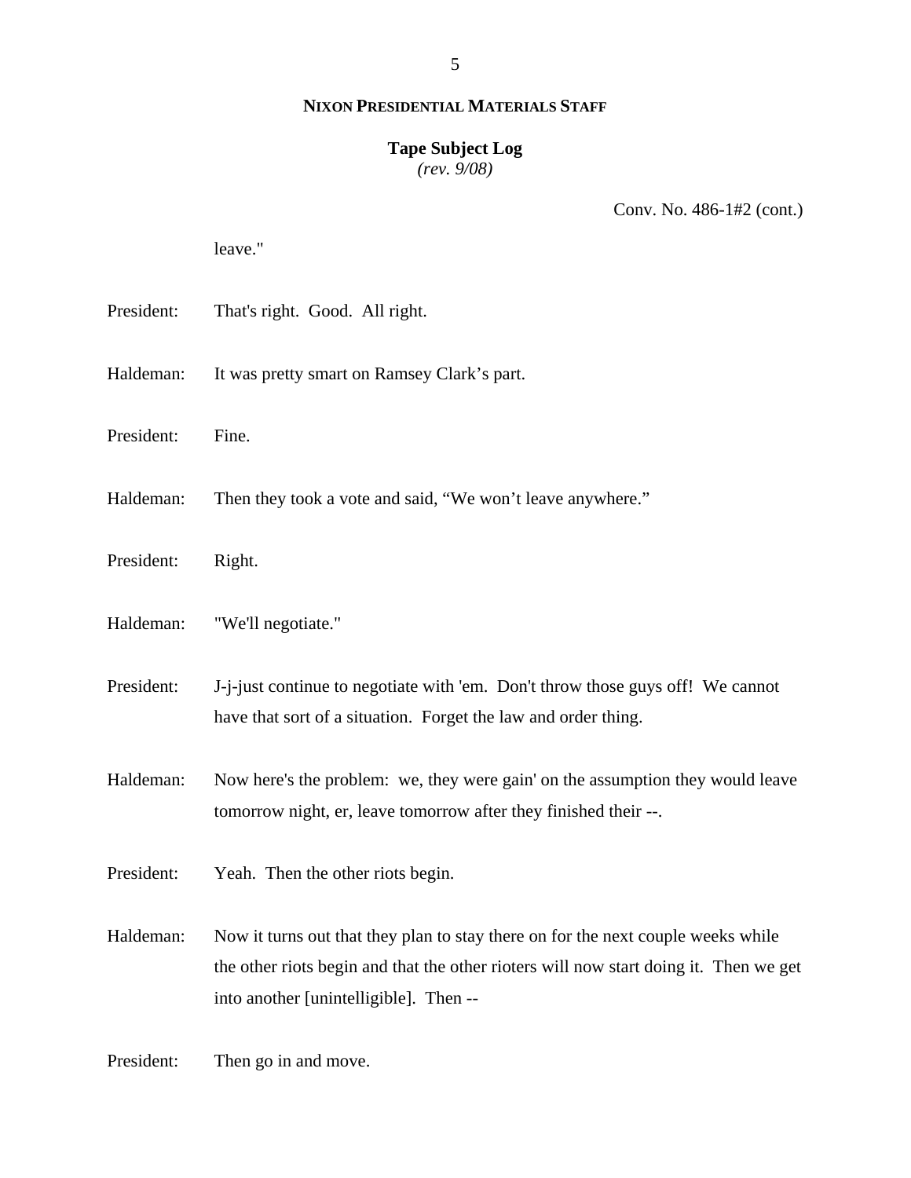**NIXON PRESIDENTIAL MATERIALS STAFF**

**Tape Subject Log**
*(rev. 9/08)*

Conv. No. 486-1#2 (cont.)

leave."

President: That's right. Good. All right.

Haldeman: It was pretty smart on Ramsey Clark's part.

President: Fine.

Haldeman: Then they took a vote and said, "We won't leave anywhere."

President: Right.

Haldeman: "We'll negotiate."

President: J-j-just continue to negotiate with 'em. Don't throw those guys off! We cannot have that sort of a situation. Forget the law and order thing.

Haldeman: Now here's the problem: we, they were gain' on the assumption they would leave tomorrow night, er, leave tomorrow after they finished their --.

President: Yeah. Then the other riots begin.

Haldeman: Now it turns out that they plan to stay there on for the next couple weeks while the other riots begin and that the other rioters will now start doing it. Then we get into another [unintelligible]. Then --

President: Then go in and move.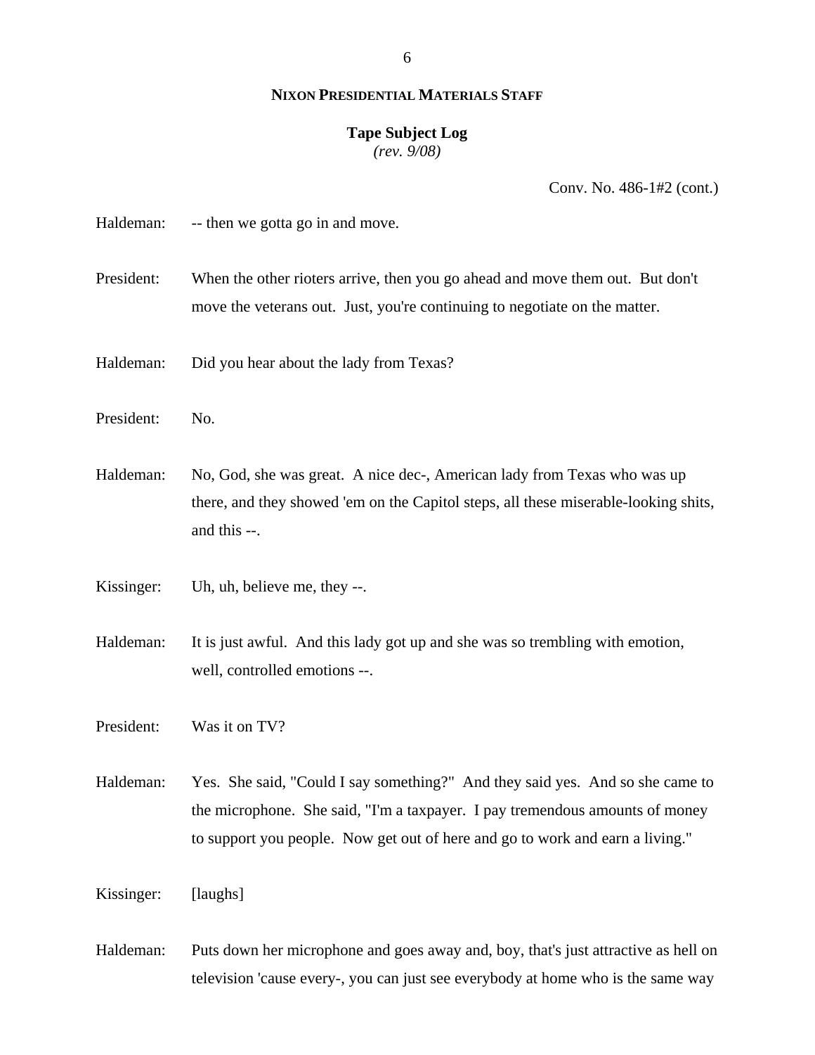**NIXON PRESIDENTIAL MATERIALS STAFF**

**Tape Subject Log**
*(rev. 9/08)*

Conv. No. 486-1#2 (cont.)

Haldeman: -- then we gotta go in and move.

President: When the other rioters arrive, then you go ahead and move them out. But don't move the veterans out. Just, you're continuing to negotiate on the matter.

Haldeman: Did you hear about the lady from Texas?

President: No.

Haldeman: No, God, she was great. A nice dec-, American lady from Texas who was up there, and they showed 'em on the Capitol steps, all these miserable-looking shits, and this --.

Kissinger: Uh, uh, believe me, they --.

Haldeman: It is just awful. And this lady got up and she was so trembling with emotion, well, controlled emotions --.

President: Was it on TV?

Haldeman: Yes. She said, "Could I say something?" And they said yes. And so she came to the microphone. She said, "I'm a taxpayer. I pay tremendous amounts of money to support you people. Now get out of here and go to work and earn a living."

Kissinger: [laughs]

Haldeman: Puts down her microphone and goes away and, boy, that's just attractive as hell on television 'cause every-, you can just see everybody at home who is the same way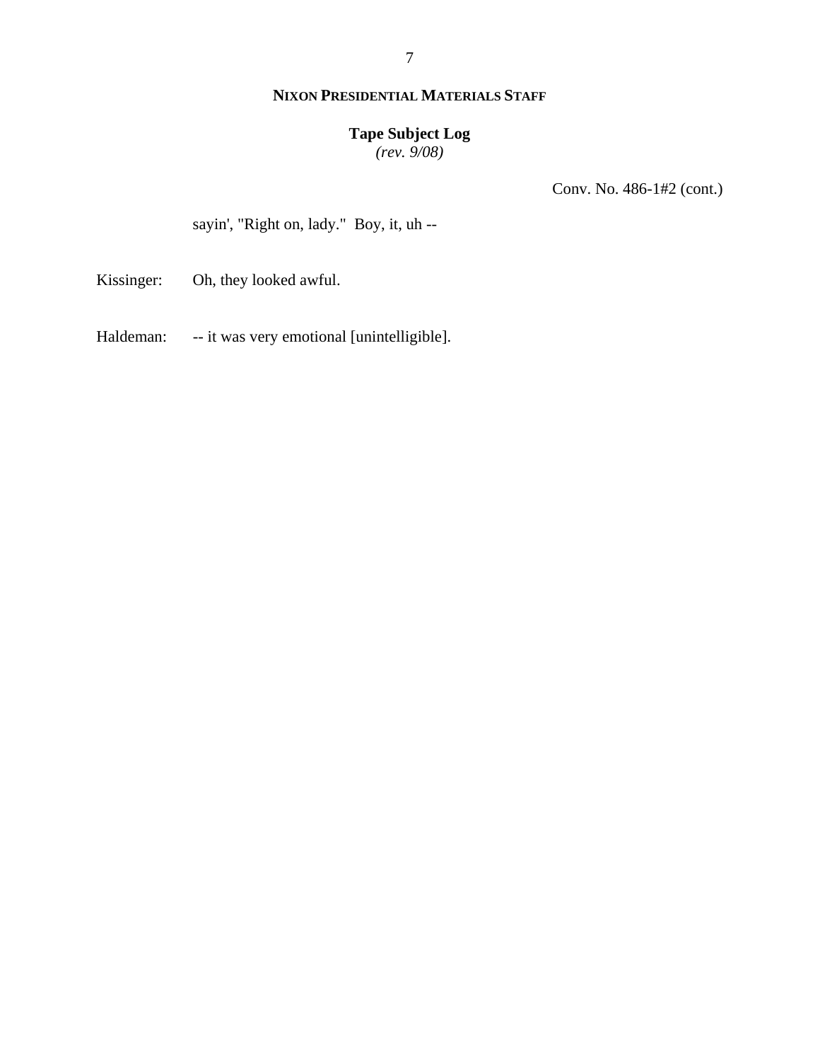**NIXON PRESIDENTIAL MATERIALS STAFF**

**Tape Subject Log**
*(rev. 9/08)*

Conv. No. 486-1#2 (cont.)

sayin', "Right on, lady." Boy, it, uh --

Kissinger: Oh, they looked awful.

Haldeman: -- it was very emotional [unintelligible].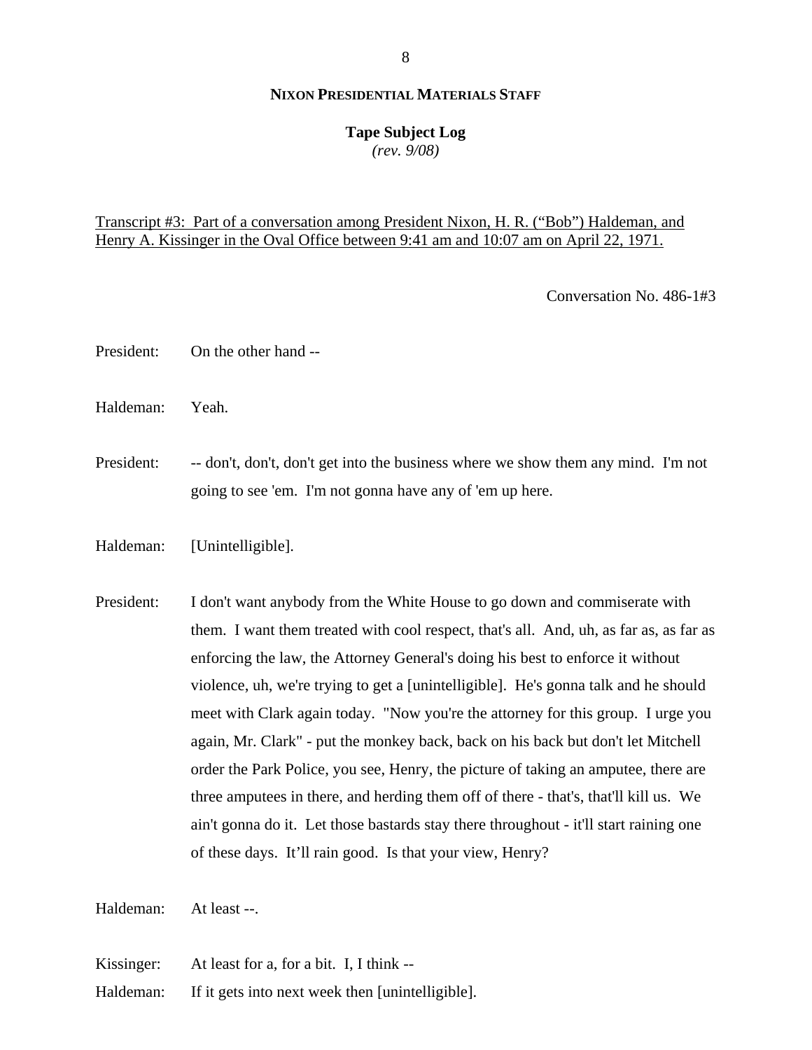**NIXON PRESIDENTIAL MATERIALS STAFF**

**Tape Subject Log**
*(rev. 9/08)*

Transcript #3: Part of a conversation among President Nixon, H. R. ("Bob") Haldeman, and Henry A. Kissinger in the Oval Office between 9:41 am and 10:07 am on April 22, 1971.

Conversation No. 486-1#3

President: On the other hand --

Haldeman: Yeah.

President: -- don't, don't, don't get into the business where we show them any mind. I'm not going to see 'em. I'm not gonna have any of 'em up here.

Haldeman: [Unintelligible].

President: I don't want anybody from the White House to go down and commiserate with them. I want them treated with cool respect, that's all. And, uh, as far as, as far as enforcing the law, the Attorney General's doing his best to enforce it without violence, uh, we're trying to get a [unintelligible]. He's gonna talk and he should meet with Clark again today. "Now you're the attorney for this group. I urge you again, Mr. Clark" - put the monkey back, back on his back but don't let Mitchell order the Park Police, you see, Henry, the picture of taking an amputee, there are three amputees in there, and herding them off of there - that's, that'll kill us. We ain't gonna do it. Let those bastards stay there throughout - it'll start raining one of these days. It'll rain good. Is that your view, Henry?

Haldeman: At least --.

Kissinger: At least for a, for a bit. I, I think --

Haldeman: If it gets into next week then [unintelligible].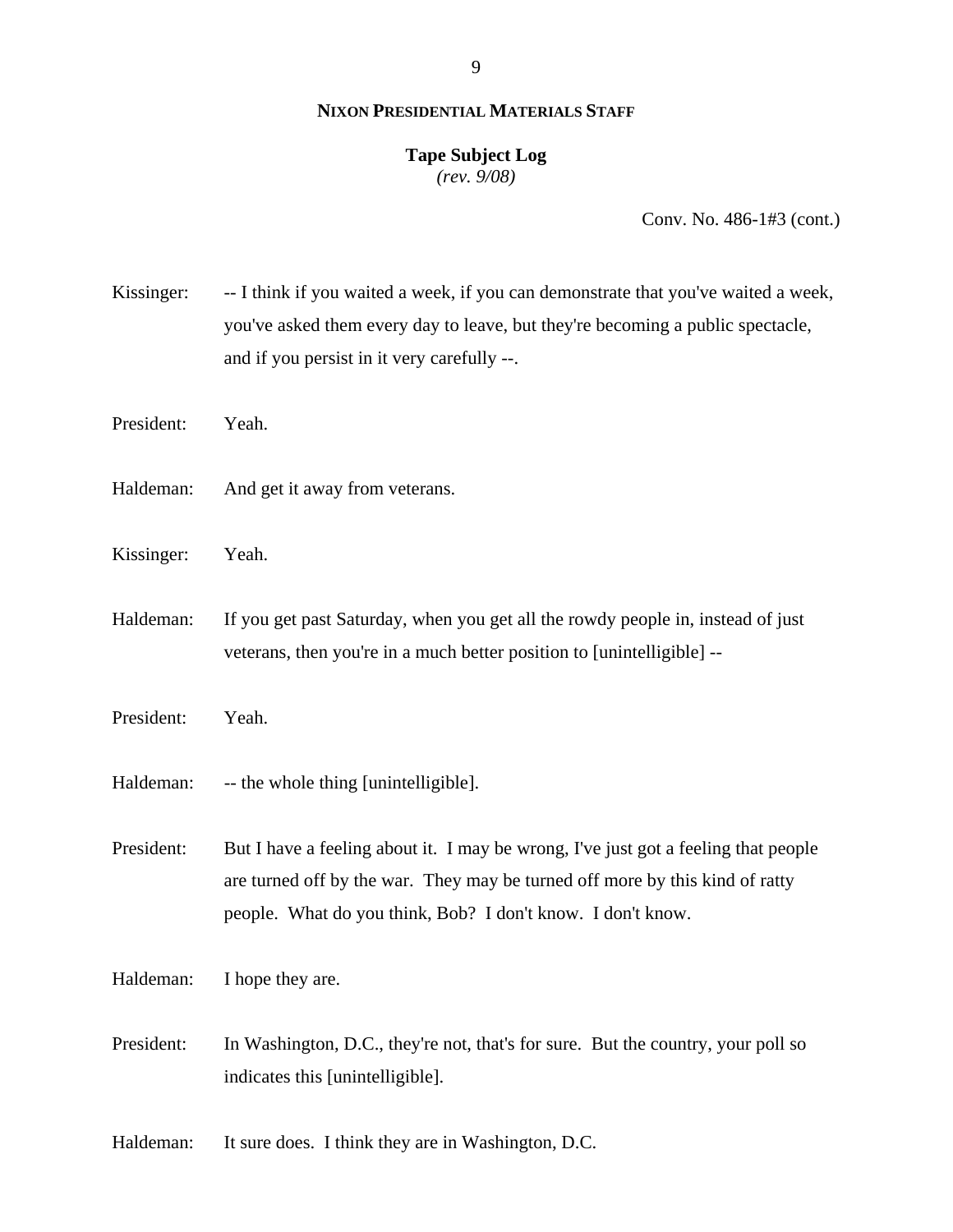**NIXON PRESIDENTIAL MATERIALS STAFF**

**Tape Subject Log**
*(rev. 9/08)*

Conv. No. 486-1#3 (cont.)

Kissinger: -- I think if you waited a week, if you can demonstrate that you've waited a week, you've asked them every day to leave, but they're becoming a public spectacle, and if you persist in it very carefully --.

President: Yeah.

Haldeman: And get it away from veterans.

Kissinger: Yeah.

Haldeman: If you get past Saturday, when you get all the rowdy people in, instead of just veterans, then you're in a much better position to [unintelligible] --

President: Yeah.

Haldeman: -- the whole thing [unintelligible].

President: But I have a feeling about it. I may be wrong, I've just got a feeling that people are turned off by the war. They may be turned off more by this kind of ratty people. What do you think, Bob? I don't know. I don't know.

Haldeman: I hope they are.

President: In Washington, D.C., they're not, that's for sure. But the country, your poll so indicates this [unintelligible].

Haldeman: It sure does. I think they are in Washington, D.C.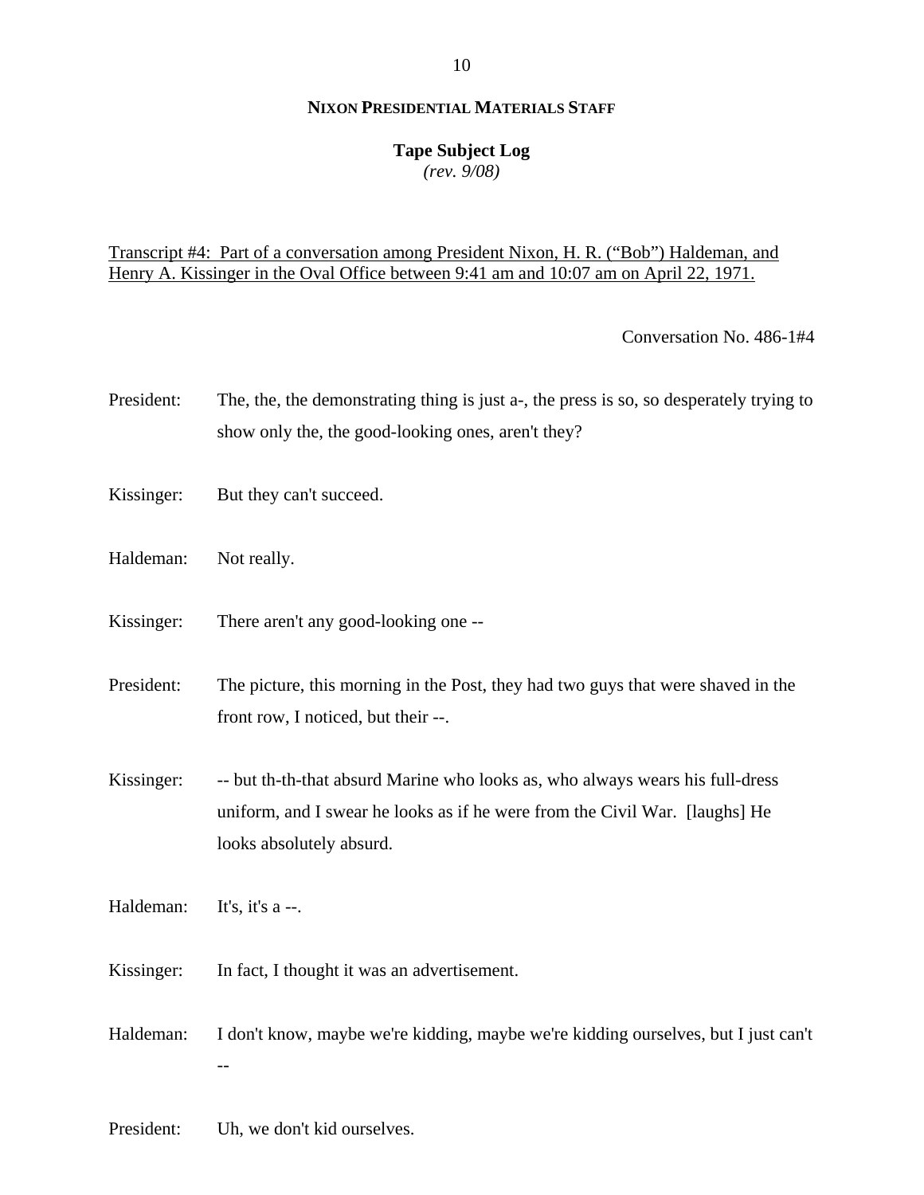**NIXON PRESIDENTIAL MATERIALS STAFF**

**Tape Subject Log**
*(rev. 9/08)*

Transcript #4: Part of a conversation among President Nixon, H. R. ("Bob") Haldeman, and Henry A. Kissinger in the Oval Office between 9:41 am and 10:07 am on April 22, 1971.

Conversation No. 486-1#4

President: The, the, the demonstrating thing is just a-, the press is so, so desperately trying to show only the, the good-looking ones, aren't they?

Kissinger: But they can't succeed.

Haldeman: Not really.

Kissinger: There aren't any good-looking one --

President: The picture, this morning in the Post, they had two guys that were shaved in the front row, I noticed, but their --.

Kissinger: -- but th-th-that absurd Marine who looks as, who always wears his full-dress uniform, and I swear he looks as if he were from the Civil War. [laughs] He looks absolutely absurd.

Haldeman: It's, it's a --.

Kissinger: In fact, I thought it was an advertisement.

Haldeman: I don't know, maybe we're kidding, maybe we're kidding ourselves, but I just can't --

President: Uh, we don't kid ourselves.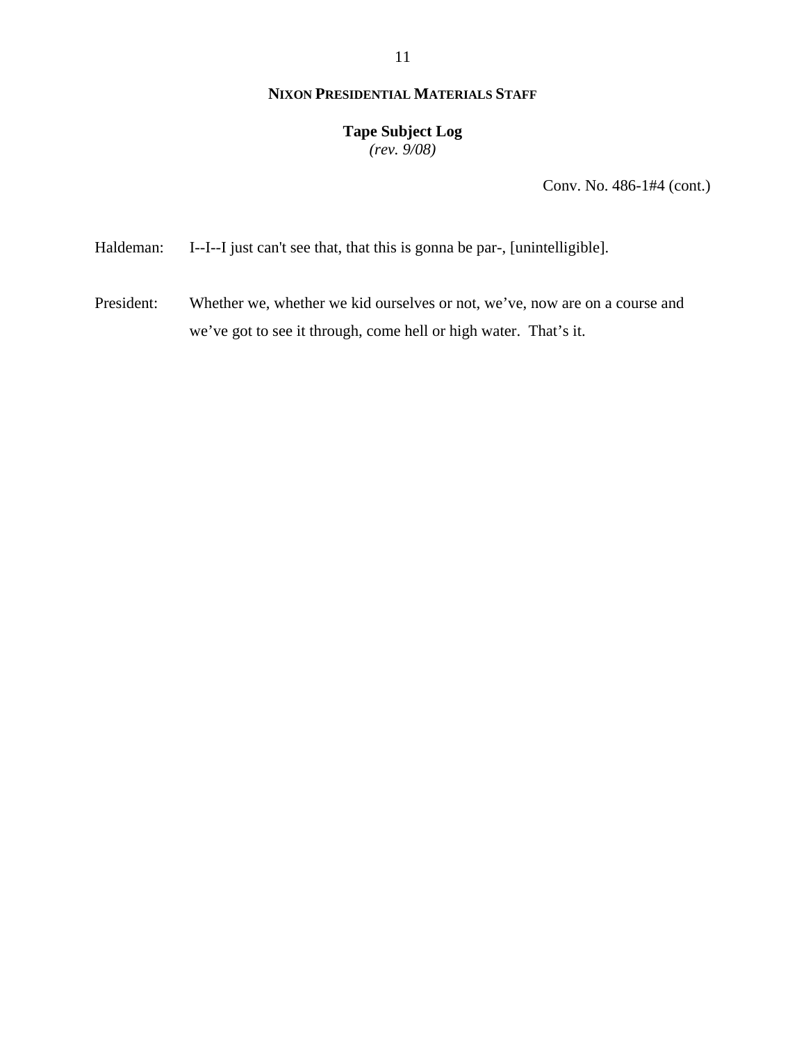**NIXON PRESIDENTIAL MATERIALS STAFF**

**Tape Subject Log**
*(rev. 9/08)*

Conv. No. 486-1#4 (cont.)

Haldeman: I--I--I just can't see that, that this is gonna be par-, [unintelligible].

President: Whether we, whether we kid ourselves or not, we've, now are on a course and we've got to see it through, come hell or high water. That's it.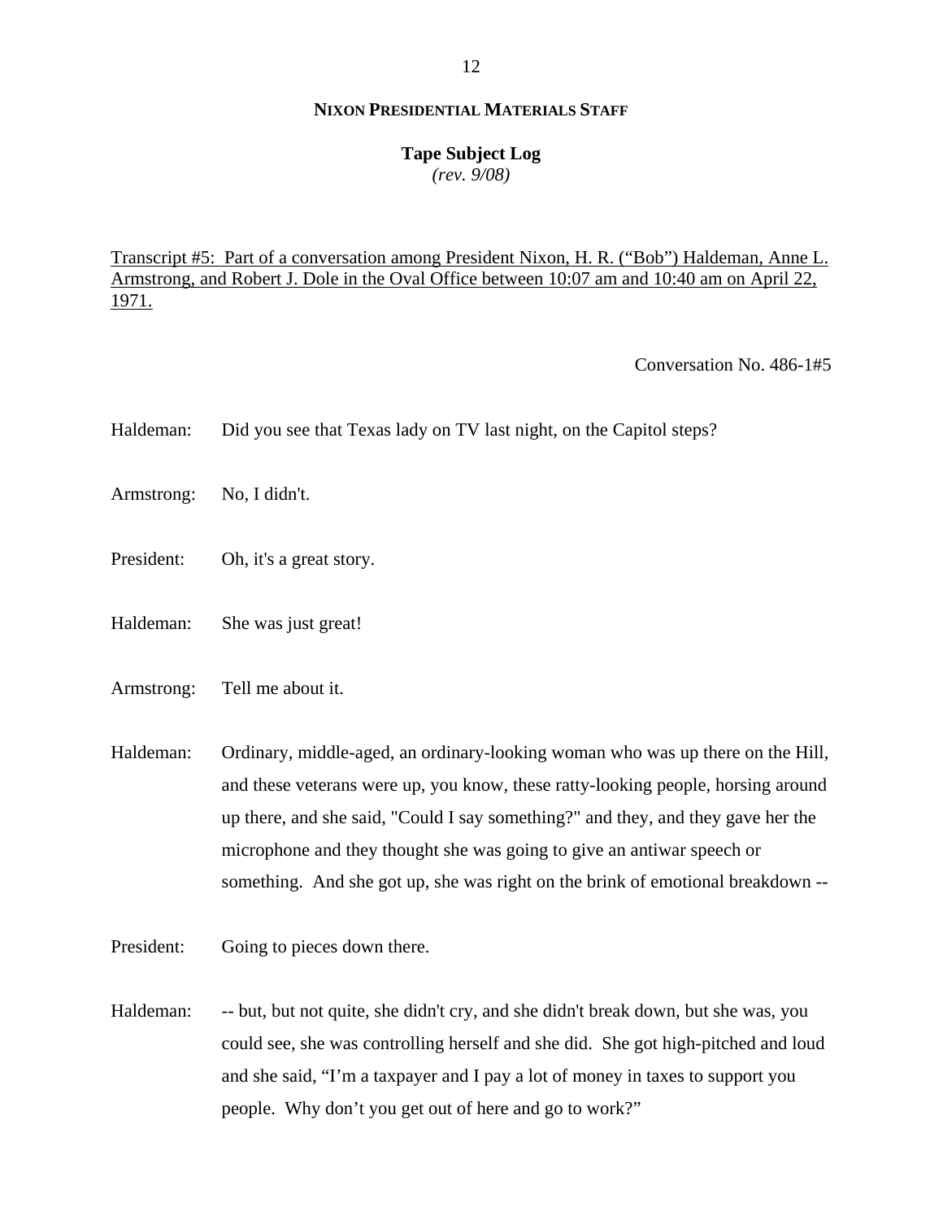**NIXON PRESIDENTIAL MATERIALS STAFF**

**Tape Subject Log**
*(rev. 9/08)*

Transcript #5: Part of a conversation among President Nixon, H. R. ("Bob") Haldeman, Anne L. Armstrong, and Robert J. Dole in the Oval Office between 10:07 am and 10:40 am on April 22, 1971.

Conversation No. 486-1#5

Haldeman: Did you see that Texas lady on TV last night, on the Capitol steps?

Armstrong: No, I didn't.

President: Oh, it's a great story.

Haldeman: She was just great!

Armstrong: Tell me about it.

Haldeman: Ordinary, middle-aged, an ordinary-looking woman who was up there on the Hill, and these veterans were up, you know, these ratty-looking people, horsing around up there, and she said, "Could I say something?" and they, and they gave her the microphone and they thought she was going to give an antiwar speech or something. And she got up, she was right on the brink of emotional breakdown --

President: Going to pieces down there.

Haldeman: -- but, but not quite, she didn't cry, and she didn't break down, but she was, you could see, she was controlling herself and she did. She got high-pitched and loud and she said, "I'm a taxpayer and I pay a lot of money in taxes to support you people. Why don't you get out of here and go to work?"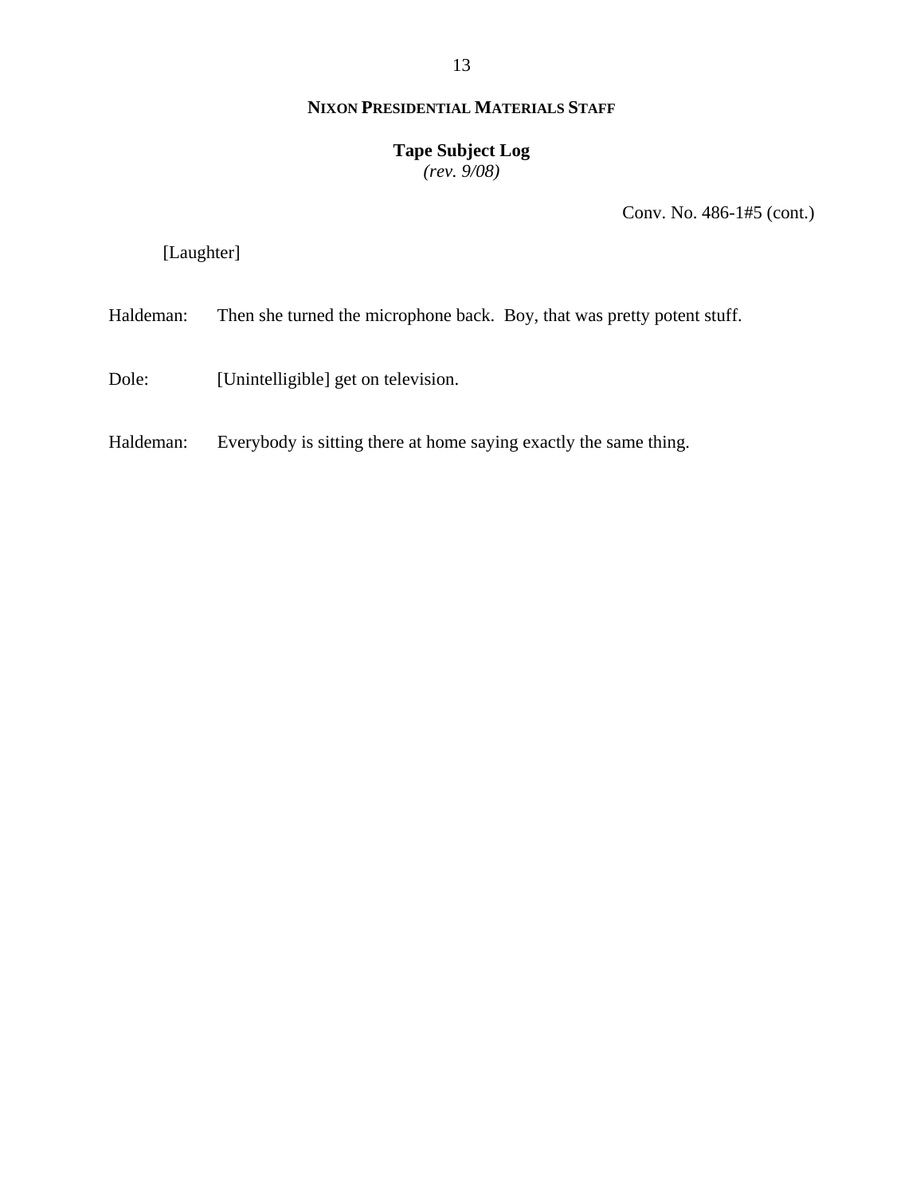**NIXON PRESIDENTIAL MATERIALS STAFF**

**Tape Subject Log**
*(rev. 9/08)*

Conv. No. 486-1#5 (cont.)

[Laughter]

Haldeman: Then she turned the microphone back. Boy, that was pretty potent stuff.

Dole: [Unintelligible] get on television.

Haldeman: Everybody is sitting there at home saying exactly the same thing.